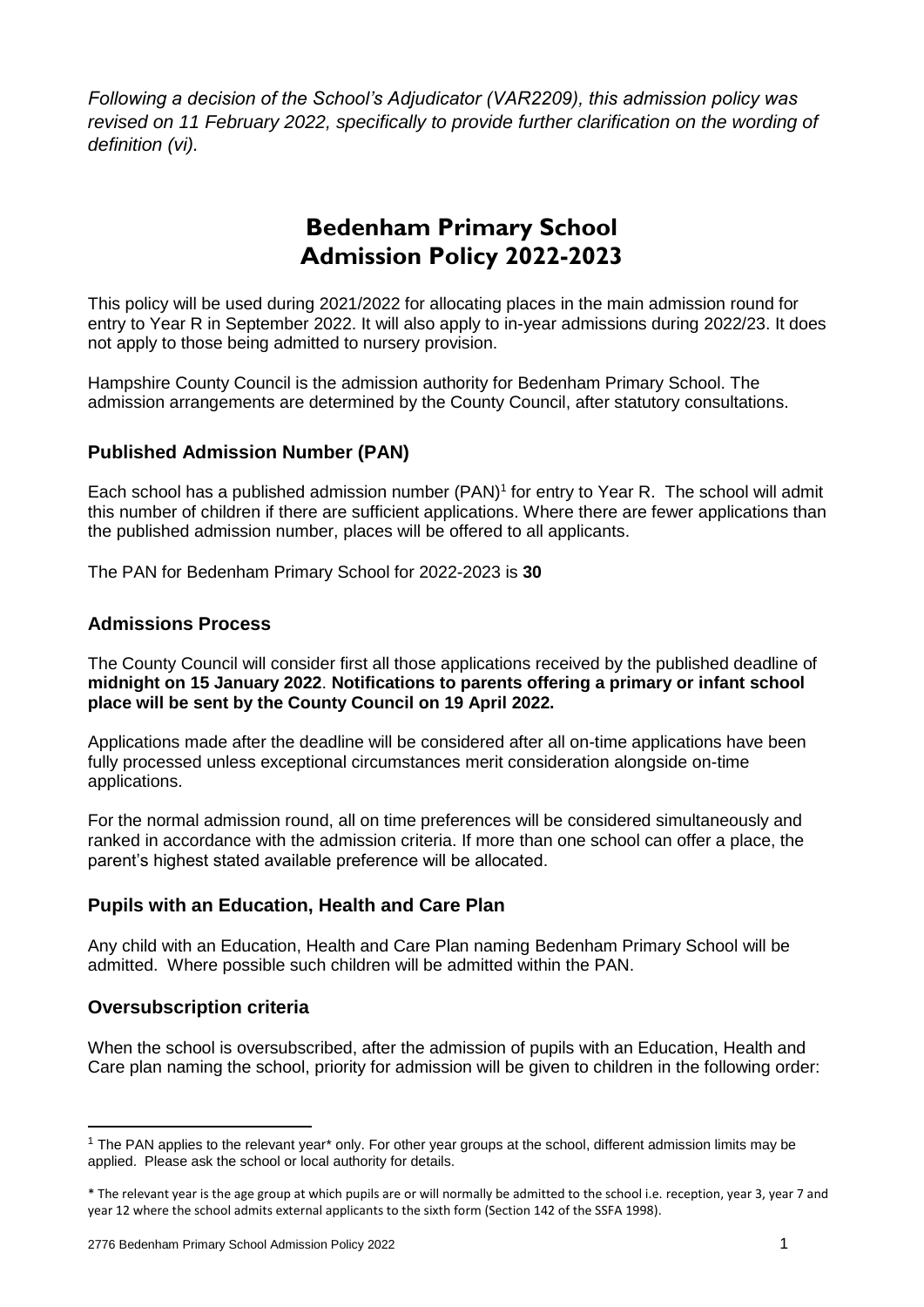*Following a decision of the School's Adjudicator (VAR2209), this admission policy was revised on 11 February 2022, specifically to provide further clarification on the wording of definition (vi).*

# Bedenham Primary School
# Admission Policy 2022-2023

This policy will be used during 2021/2022 for allocating places in the main admission round for entry to Year R in September 2022. It will also apply to in-year admissions during 2022/23. It does not apply to those being admitted to nursery provision.

Hampshire County Council is the admission authority for Bedenham Primary School. The admission arrangements are determined by the County Council, after statutory consultations.

## Published Admission Number (PAN)

Each school has a published admission number (PAN)[1] for entry to Year R. The school will admit this number of children if there are sufficient applications. Where there are fewer applications than the published admission number, places will be offered to all applicants.

The PAN for Bedenham Primary School for 2022-2023 is **30**

## Admissions Process

The County Council will consider first all those applications received by the published deadline of **midnight on 15 January 2022**. **Notifications to parents offering a primary or infant school place will be sent by the County Council on 19 April 2022.**

Applications made after the deadline will be considered after all on-time applications have been fully processed unless exceptional circumstances merit consideration alongside on-time applications.

For the normal admission round, all on time preferences will be considered simultaneously and ranked in accordance with the admission criteria. If more than one school can offer a place, the parent's highest stated available preference will be allocated.

## Pupils with an Education, Health and Care Plan

Any child with an Education, Health and Care Plan naming Bedenham Primary School will be admitted. Where possible such children will be admitted within the PAN.

## Oversubscription criteria

When the school is oversubscribed, after the admission of pupils with an Education, Health and Care plan naming the school, priority for admission will be given to children in the following order:

---

[1] The PAN applies to the relevant year* only. For other year groups at the school, different admission limits may be applied. Please ask the school or local authority for details.

* The relevant year is the age group at which pupils are or will normally be admitted to the school i.e. reception, year 3, year 7 and year 12 where the school admits external applicants to the sixth form (Section 142 of the SSFA 1998).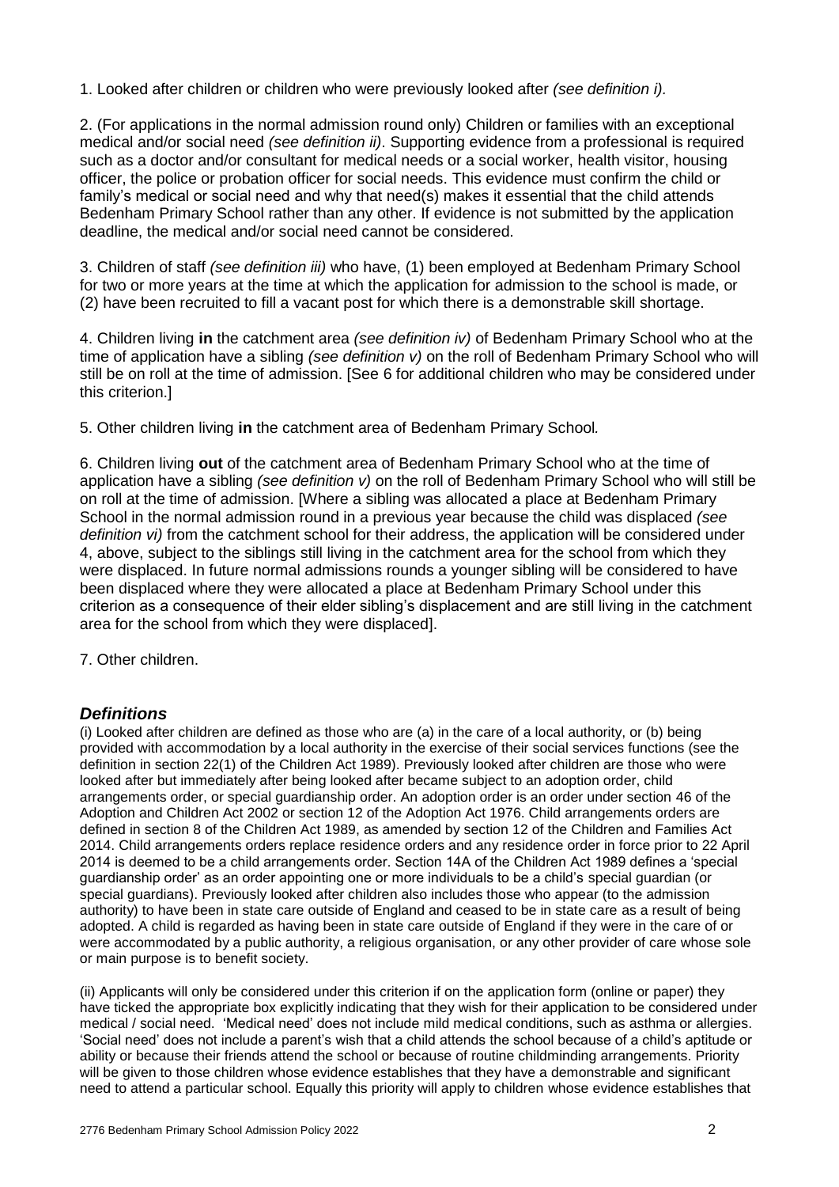1. Looked after children or children who were previously looked after *(see definition i).*

2. (For applications in the normal admission round only) Children or families with an exceptional medical and/or social need *(see definition ii)*. Supporting evidence from a professional is required such as a doctor and/or consultant for medical needs or a social worker, health visitor, housing officer, the police or probation officer for social needs. This evidence must confirm the child or family's medical or social need and why that need(s) makes it essential that the child attends Bedenham Primary School rather than any other. If evidence is not submitted by the application deadline, the medical and/or social need cannot be considered.

3. Children of staff *(see definition iii)* who have, (1) been employed at Bedenham Primary School for two or more years at the time at which the application for admission to the school is made, or (2) have been recruited to fill a vacant post for which there is a demonstrable skill shortage.

4. Children living **in** the catchment area *(see definition iv)* of Bedenham Primary School who at the time of application have a sibling *(see definition v)* on the roll of Bedenham Primary School who will still be on roll at the time of admission. [See 6 for additional children who may be considered under this criterion.]

5. Other children living **in** the catchment area of Bedenham Primary School*.*

6. Children living **out** of the catchment area of Bedenham Primary School who at the time of application have a sibling *(see definition v)* on the roll of Bedenham Primary School who will still be on roll at the time of admission. [Where a sibling was allocated a place at Bedenham Primary School in the normal admission round in a previous year because the child was displaced *(see definition vi)* from the catchment school for their address, the application will be considered under 4, above, subject to the siblings still living in the catchment area for the school from which they were displaced. In future normal admissions rounds a younger sibling will be considered to have been displaced where they were allocated a place at Bedenham Primary School under this criterion as a consequence of their elder sibling's displacement and are still living in the catchment area for the school from which they were displaced].

7. Other children.

## *Definitions*

(i) Looked after children are defined as those who are (a) in the care of a local authority, or (b) being provided with accommodation by a local authority in the exercise of their social services functions (see the definition in section 22(1) of the Children Act 1989). Previously looked after children are those who were looked after but immediately after being looked after became subject to an adoption order, child arrangements order, or special guardianship order. An adoption order is an order under section 46 of the Adoption and Children Act 2002 or section 12 of the Adoption Act 1976. Child arrangements orders are defined in section 8 of the Children Act 1989, as amended by section 12 of the Children and Families Act 2014. Child arrangements orders replace residence orders and any residence order in force prior to 22 April 2014 is deemed to be a child arrangements order. Section 14A of the Children Act 1989 defines a 'special guardianship order' as an order appointing one or more individuals to be a child's special guardian (or special guardians). Previously looked after children also includes those who appear (to the admission authority) to have been in state care outside of England and ceased to be in state care as a result of being adopted. A child is regarded as having been in state care outside of England if they were in the care of or were accommodated by a public authority, a religious organisation, or any other provider of care whose sole or main purpose is to benefit society.

(ii) Applicants will only be considered under this criterion if on the application form (online or paper) they have ticked the appropriate box explicitly indicating that they wish for their application to be considered under medical / social need. 'Medical need' does not include mild medical conditions, such as asthma or allergies. 'Social need' does not include a parent's wish that a child attends the school because of a child's aptitude or ability or because their friends attend the school or because of routine childminding arrangements. Priority will be given to those children whose evidence establishes that they have a demonstrable and significant need to attend a particular school. Equally this priority will apply to children whose evidence establishes that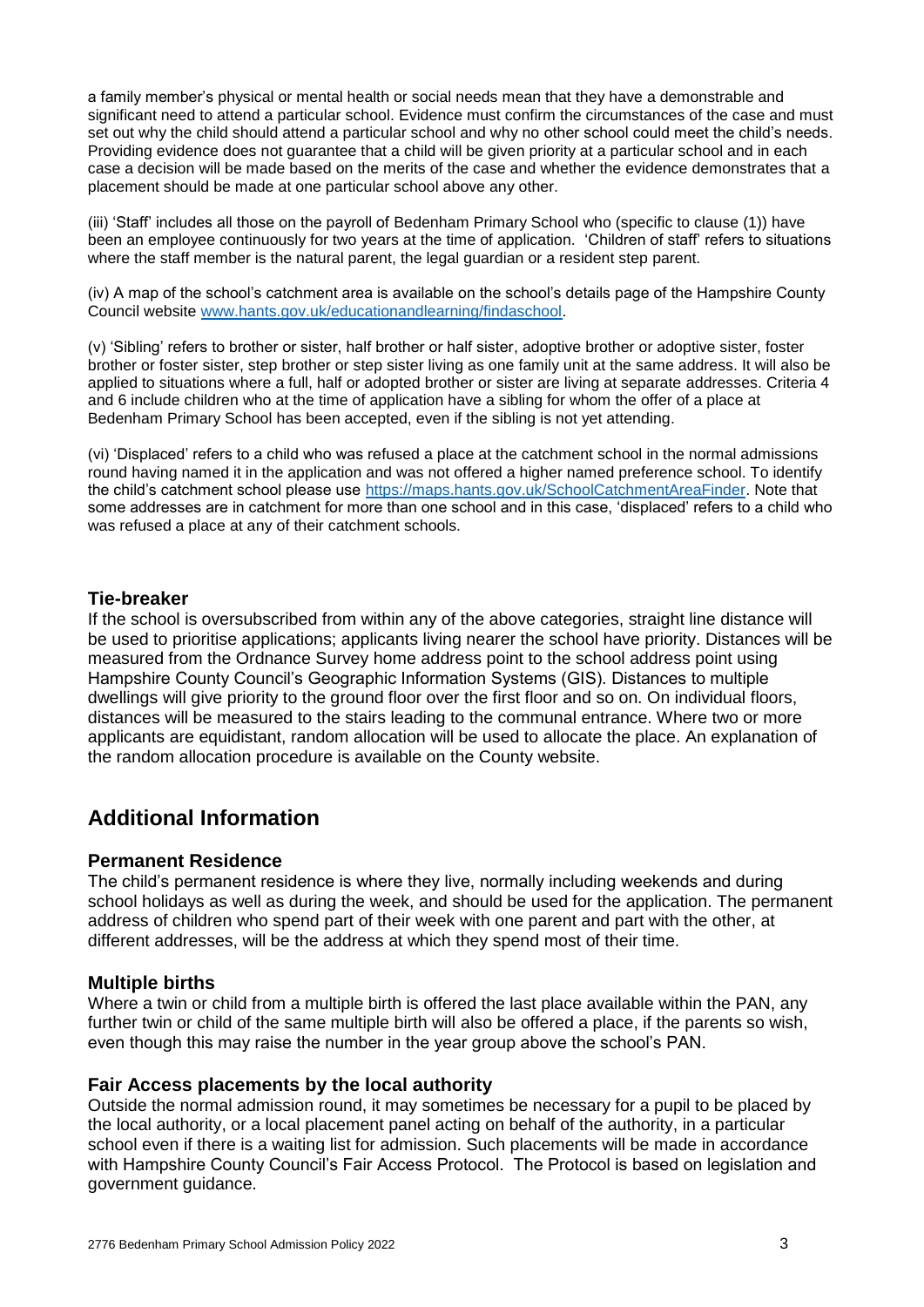a family member's physical or mental health or social needs mean that they have a demonstrable and significant need to attend a particular school. Evidence must confirm the circumstances of the case and must set out why the child should attend a particular school and why no other school could meet the child's needs. Providing evidence does not guarantee that a child will be given priority at a particular school and in each case a decision will be made based on the merits of the case and whether the evidence demonstrates that a placement should be made at one particular school above any other.

(iii) 'Staff' includes all those on the payroll of Bedenham Primary School who (specific to clause (1)) have been an employee continuously for two years at the time of application. 'Children of staff' refers to situations where the staff member is the natural parent, the legal guardian or a resident step parent.

(iv) A map of the school's catchment area is available on the school's details page of the Hampshire County Council website [www.hants.gov.uk/educationandlearning/findaschool](www.hants.gov.uk/educationandlearning/findaschool).

(v) 'Sibling' refers to brother or sister, half brother or half sister, adoptive brother or adoptive sister, foster brother or foster sister, step brother or step sister living as one family unit at the same address. It will also be applied to situations where a full, half or adopted brother or sister are living at separate addresses. Criteria 4 and 6 include children who at the time of application have a sibling for whom the offer of a place at Bedenham Primary School has been accepted, even if the sibling is not yet attending.

(vi) 'Displaced' refers to a child who was refused a place at the catchment school in the normal admissions round having named it in the application and was not offered a higher named preference school. To identify the child's catchment school please use [https://maps.hants.gov.uk/SchoolCatchmentAreaFinder](https://maps.hants.gov.uk/SchoolCatchmentAreaFinder). Note that some addresses are in catchment for more than one school and in this case, 'displaced' refers to a child who was refused a place at any of their catchment schools.

### Tie-breaker

If the school is oversubscribed from within any of the above categories, straight line distance will be used to prioritise applications; applicants living nearer the school have priority. Distances will be measured from the Ordnance Survey home address point to the school address point using Hampshire County Council's Geographic Information Systems (GIS). Distances to multiple dwellings will give priority to the ground floor over the first floor and so on. On individual floors, distances will be measured to the stairs leading to the communal entrance. Where two or more applicants are equidistant, random allocation will be used to allocate the place. An explanation of the random allocation procedure is available on the County website.

## Additional Information

### Permanent Residence

The child's permanent residence is where they live, normally including weekends and during school holidays as well as during the week, and should be used for the application. The permanent address of children who spend part of their week with one parent and part with the other, at different addresses, will be the address at which they spend most of their time.

### Multiple births

Where a twin or child from a multiple birth is offered the last place available within the PAN, any further twin or child of the same multiple birth will also be offered a place, if the parents so wish, even though this may raise the number in the year group above the school's PAN.

### Fair Access placements by the local authority

Outside the normal admission round, it may sometimes be necessary for a pupil to be placed by the local authority, or a local placement panel acting on behalf of the authority, in a particular school even if there is a waiting list for admission. Such placements will be made in accordance with Hampshire County Council's Fair Access Protocol. The Protocol is based on legislation and government guidance.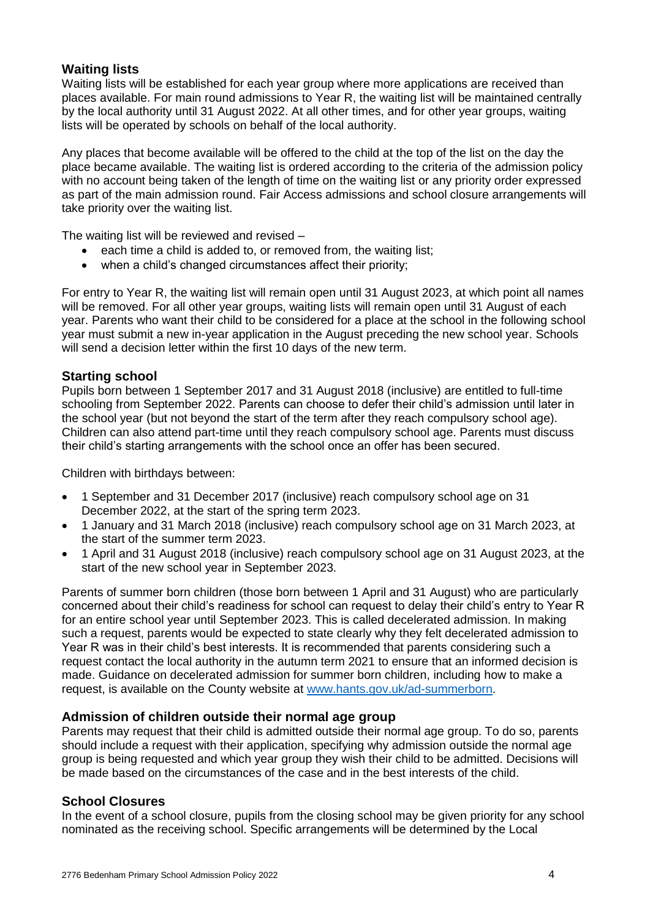## Waiting lists

Waiting lists will be established for each year group where more applications are received than places available. For main round admissions to Year R, the waiting list will be maintained centrally by the local authority until 31 August 2022. At all other times, and for other year groups, waiting lists will be operated by schools on behalf of the local authority.

Any places that become available will be offered to the child at the top of the list on the day the place became available. The waiting list is ordered according to the criteria of the admission policy with no account being taken of the length of time on the waiting list or any priority order expressed as part of the main admission round. Fair Access admissions and school closure arrangements will take priority over the waiting list.

The waiting list will be reviewed and revised –

- each time a child is added to, or removed from, the waiting list;
- when a child's changed circumstances affect their priority;

For entry to Year R, the waiting list will remain open until 31 August 2023, at which point all names will be removed. For all other year groups, waiting lists will remain open until 31 August of each year. Parents who want their child to be considered for a place at the school in the following school year must submit a new in-year application in the August preceding the new school year. Schools will send a decision letter within the first 10 days of the new term.

## Starting school

Pupils born between 1 September 2017 and 31 August 2018 (inclusive) are entitled to full-time schooling from September 2022. Parents can choose to defer their child's admission until later in the school year (but not beyond the start of the term after they reach compulsory school age). Children can also attend part-time until they reach compulsory school age. Parents must discuss their child's starting arrangements with the school once an offer has been secured.

Children with birthdays between:

- 1 September and 31 December 2017 (inclusive) reach compulsory school age on 31 December 2022, at the start of the spring term 2023.
- 1 January and 31 March 2018 (inclusive) reach compulsory school age on 31 March 2023, at the start of the summer term 2023.
- 1 April and 31 August 2018 (inclusive) reach compulsory school age on 31 August 2023, at the start of the new school year in September 2023.

Parents of summer born children (those born between 1 April and 31 August) who are particularly concerned about their child's readiness for school can request to delay their child's entry to Year R for an entire school year until September 2023. This is called decelerated admission. In making such a request, parents would be expected to state clearly why they felt decelerated admission to Year R was in their child's best interests. It is recommended that parents considering such a request contact the local authority in the autumn term 2021 to ensure that an informed decision is made. Guidance on decelerated admission for summer born children, including how to make a request, is available on the County website at [www.hants.gov.uk/ad-summerborn](http://www.hants.gov.uk/ad-summerborn).

## Admission of children outside their normal age group

Parents may request that their child is admitted outside their normal age group. To do so, parents should include a request with their application, specifying why admission outside the normal age group is being requested and which year group they wish their child to be admitted. Decisions will be made based on the circumstances of the case and in the best interests of the child.

## School Closures

In the event of a school closure, pupils from the closing school may be given priority for any school nominated as the receiving school. Specific arrangements will be determined by the Local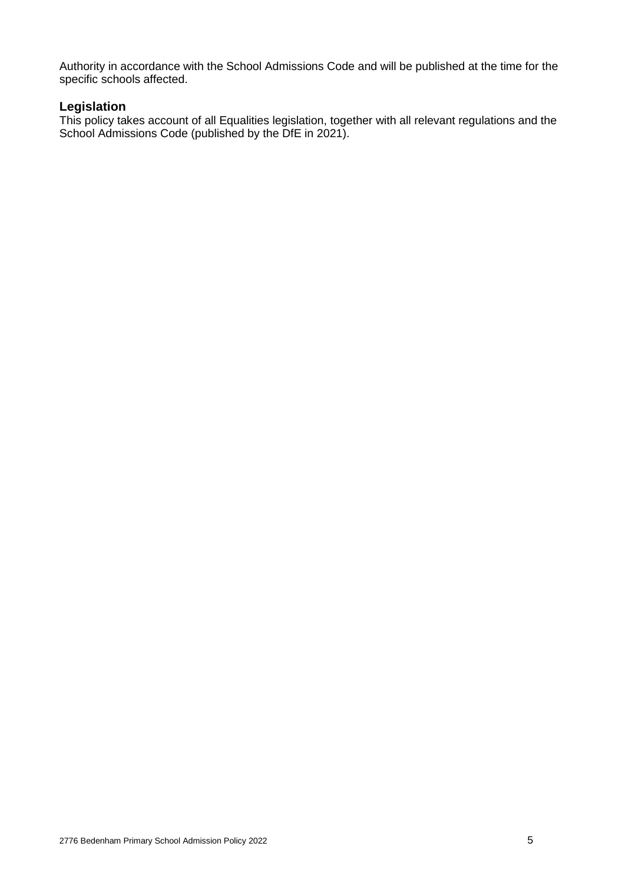Authority in accordance with the School Admissions Code and will be published at the time for the specific schools affected.

### Legislation

This policy takes account of all Equalities legislation, together with all relevant regulations and the School Admissions Code (published by the DfE in 2021).